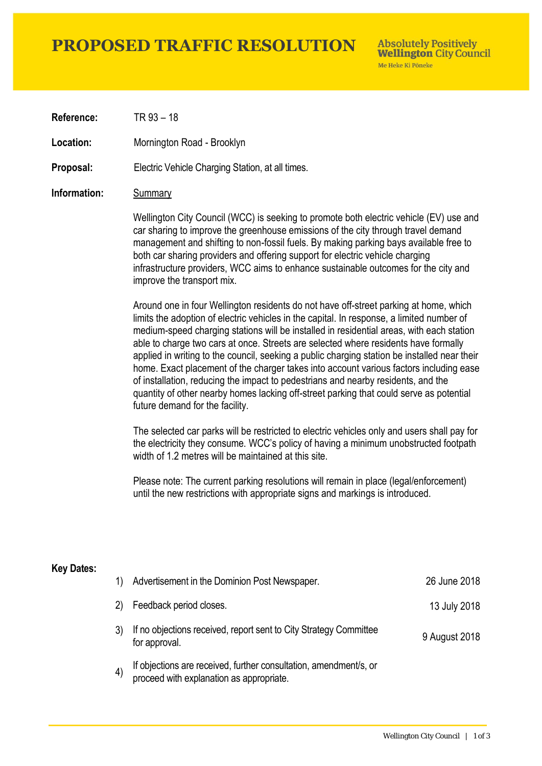# PROPOSED TRAFFIC RESOLUTION

**Absolutely Positively Wellington City Council**
Me Heke Ki Pōneke

**Reference:** TR 93 – 18

**Location:** Mornington Road - Brooklyn

**Proposal:** Electric Vehicle Charging Station, at all times.

**Information:** Summary

Wellington City Council (WCC) is seeking to promote both electric vehicle (EV) use and car sharing to improve the greenhouse emissions of the city through travel demand management and shifting to non-fossil fuels. By making parking bays available free to both car sharing providers and offering support for electric vehicle charging infrastructure providers, WCC aims to enhance sustainable outcomes for the city and improve the transport mix.

Around one in four Wellington residents do not have off-street parking at home, which limits the adoption of electric vehicles in the capital. In response, a limited number of medium-speed charging stations will be installed in residential areas, with each station able to charge two cars at once. Streets are selected where residents have formally applied in writing to the council, seeking a public charging station be installed near their home. Exact placement of the charger takes into account various factors including ease of installation, reducing the impact to pedestrians and nearby residents, and the quantity of other nearby homes lacking off-street parking that could serve as potential future demand for the facility.

The selected car parks will be restricted to electric vehicles only and users shall pay for the electricity they consume. WCC's policy of having a minimum unobstructed footpath width of 1.2 metres will be maintained at this site.

Please note: The current parking resolutions will remain in place (legal/enforcement) until the new restrictions with appropriate signs and markings is introduced.

**Key Dates:**

1) Advertisement in the Dominion Post Newspaper. — 26 June 2018
2) Feedback period closes. — 13 July 2018
3) If no objections received, report sent to City Strategy Committee for approval. — 9 August 2018
4) If objections are received, further consultation, amendment/s, or proceed with explanation as appropriate.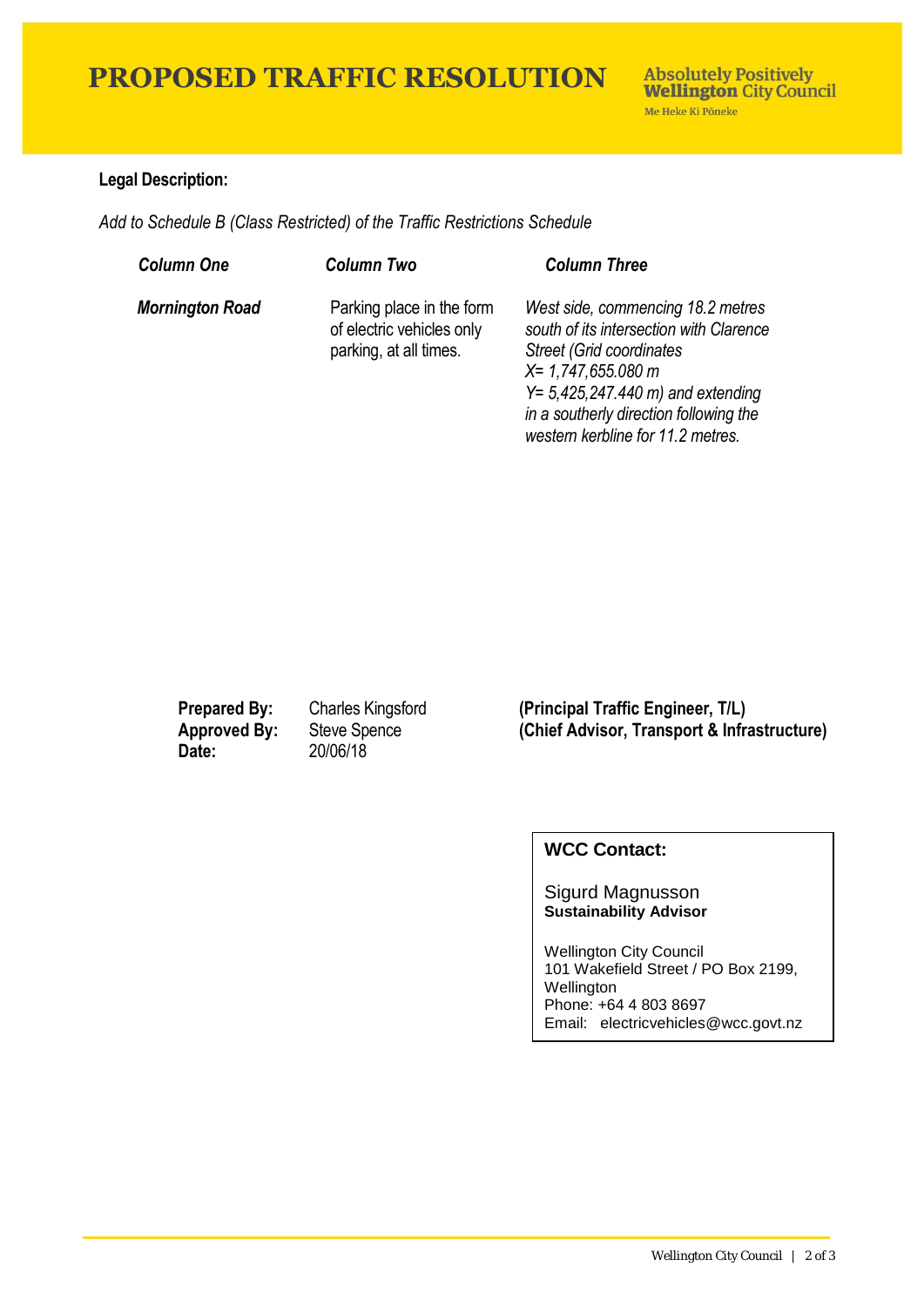# PROPOSED TRAFFIC RESOLUTION

**Legal Description:**

*Add to Schedule B (Class Restricted) of the Traffic Restrictions Schedule*

| ***Column One*** | ***Column Two*** | ***Column Three*** |
|---|---|---|
| ***Mornington Road*** | Parking place in the form of electric vehicles only parking, at all times. | *West side, commencing 18.2 metres south of its intersection with Clarence Street (Grid coordinates X= 1,747,655.080 m Y= 5,425,247.440 m) and extending in a southerly direction following the western kerbline for 11.2 metres.* |

| | | |
|---|---|---|
| **Prepared By:** | Charles Kingsford | **(Principal Traffic Engineer, T/L)** |
| **Approved By:** | Steve Spence | **(Chief Advisor, Transport & Infrastructure)** |
| **Date:** | 20/06/18 | |

**WCC Contact:**

Sigurd Magnusson
**Sustainability Advisor**

Wellington City Council
101 Wakefield Street / PO Box 2199, Wellington
Phone: +64 4 803 8697
Email: electricvehicles@wcc.govt.nz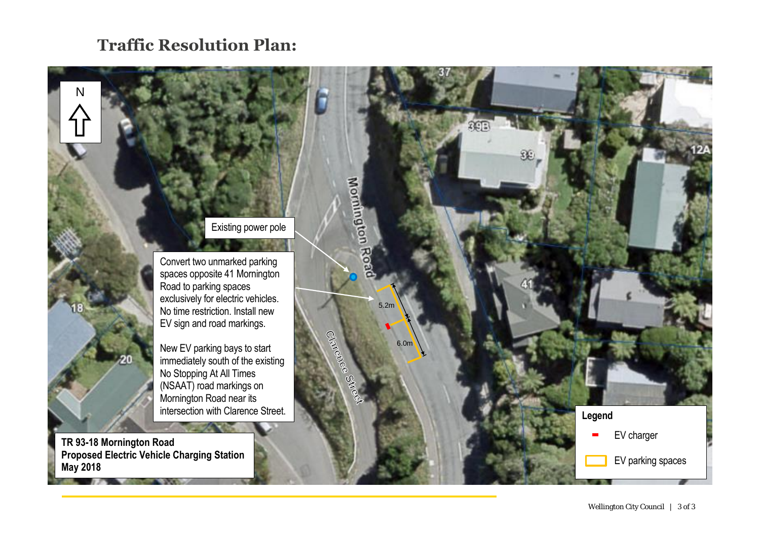# Traffic Resolution Plan:

N

Existing power pole

Convert two unmarked parking spaces opposite 41 Mornington Road to parking spaces exclusively for electric vehicles. No time restriction. Install new EV sign and road markings.

New EV parking bays to start immediately south of the existing No Stopping At All Times (NSAAT) road markings on Mornington Road near its intersection with Clarence Street.

Mornington Road

Clarence Street

5.2m

6.0m

37

39B

39

12A

41

18

20

**TR 93-18 Mornington Road**
**Proposed Electric Vehicle Charging Station**
**May 2018**

**Legend**

EV charger

EV parking spaces